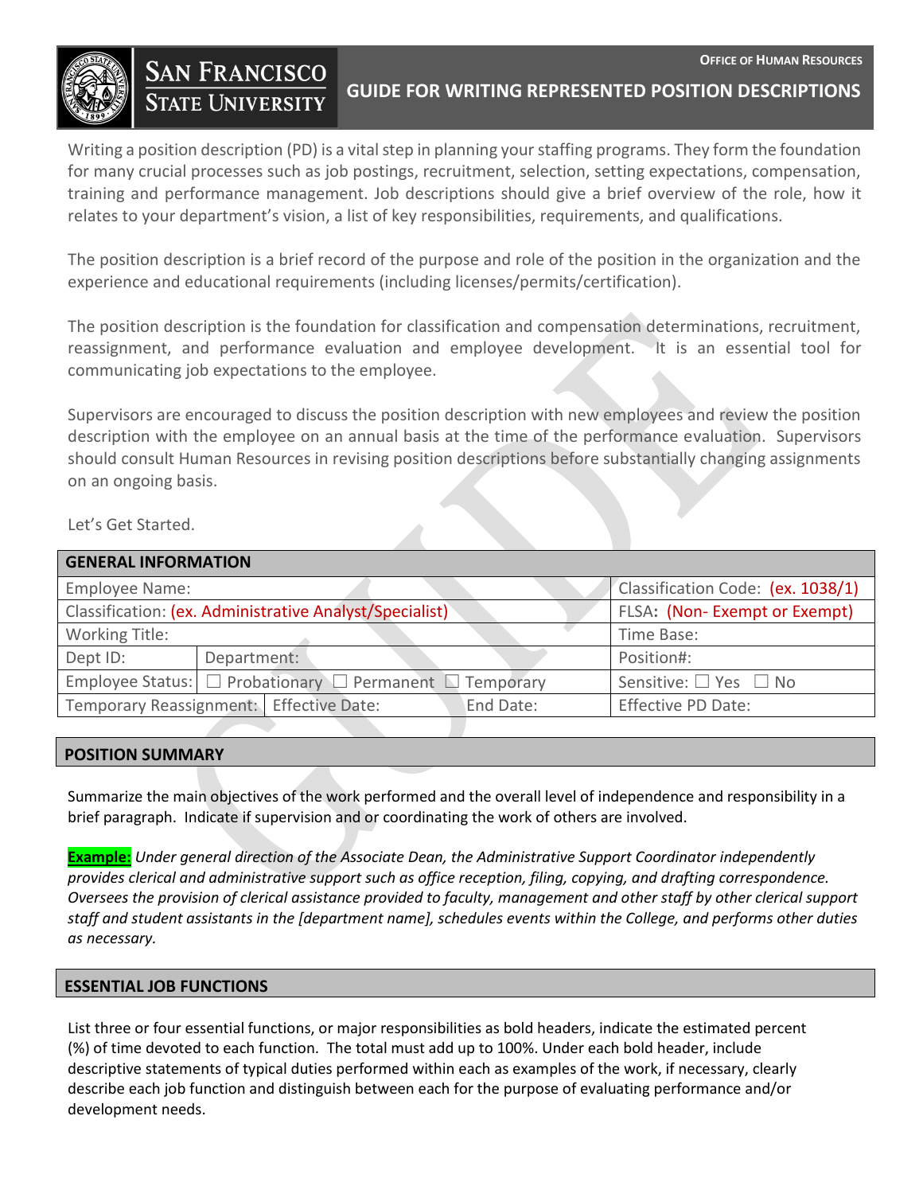# San Francisco State University

Office of Human Resources

## GUIDE FOR WRITING REPRESENTED POSITION DESCRIPTIONS

Writing a position description (PD) is a vital step in planning your staffing programs. They form the foundation for many crucial processes such as job postings, recruitment, selection, setting expectations, compensation, training and performance management. Job descriptions should give a brief overview of the role, how it relates to your department's vision, a list of key responsibilities, requirements, and qualifications.

The position description is a brief record of the purpose and role of the position in the organization and the experience and educational requirements (including licenses/permits/certification).

The position description is the foundation for classification and compensation determinations, recruitment, reassignment, and performance evaluation and employee development. It is an essential tool for communicating job expectations to the employee.

Supervisors are encouraged to discuss the position description with new employees and review the position description with the employee on an annual basis at the time of the performance evaluation. Supervisors should consult Human Resources in revising position descriptions before substantially changing assignments on an ongoing basis.

Let's Get Started.

| GENERAL INFORMATION | | | | |
|---|---|---|---|---|
| Employee Name: | | | | Classification Code: (ex. 1038/1) |
| Classification: (ex. Administrative Analyst/Specialist) | | | | FLSA: (Non- Exempt or Exempt) |
| Working Title: | | | | Time Base: |
| Dept ID: | Department: | | | Position#: |
| Employee Status: | ☐ Probationary ☐ Permanent ☐ Temporary | | | Sensitive: ☐ Yes ☐ No |
| Temporary Reassignment: | | Effective Date: | End Date: | Effective PD Date: |

## POSITION SUMMARY

Summarize the main objectives of the work performed and the overall level of independence and responsibility in a brief paragraph. Indicate if supervision and or coordinating the work of others are involved.

**Example:** *Under general direction of the Associate Dean, the Administrative Support Coordinator independently provides clerical and administrative support such as office reception, filing, copying, and drafting correspondence. Oversees the provision of clerical assistance provided to faculty, management and other staff by other clerical support staff and student assistants in the [department name], schedules events within the College, and performs other duties as necessary.*

## ESSENTIAL JOB FUNCTIONS

List three or four essential functions, or major responsibilities as bold headers, indicate the estimated percent (%) of time devoted to each function. The total must add up to 100%. Under each bold header, include descriptive statements of typical duties performed within each as examples of the work, if necessary, clearly describe each job function and distinguish between each for the purpose of evaluating performance and/or development needs.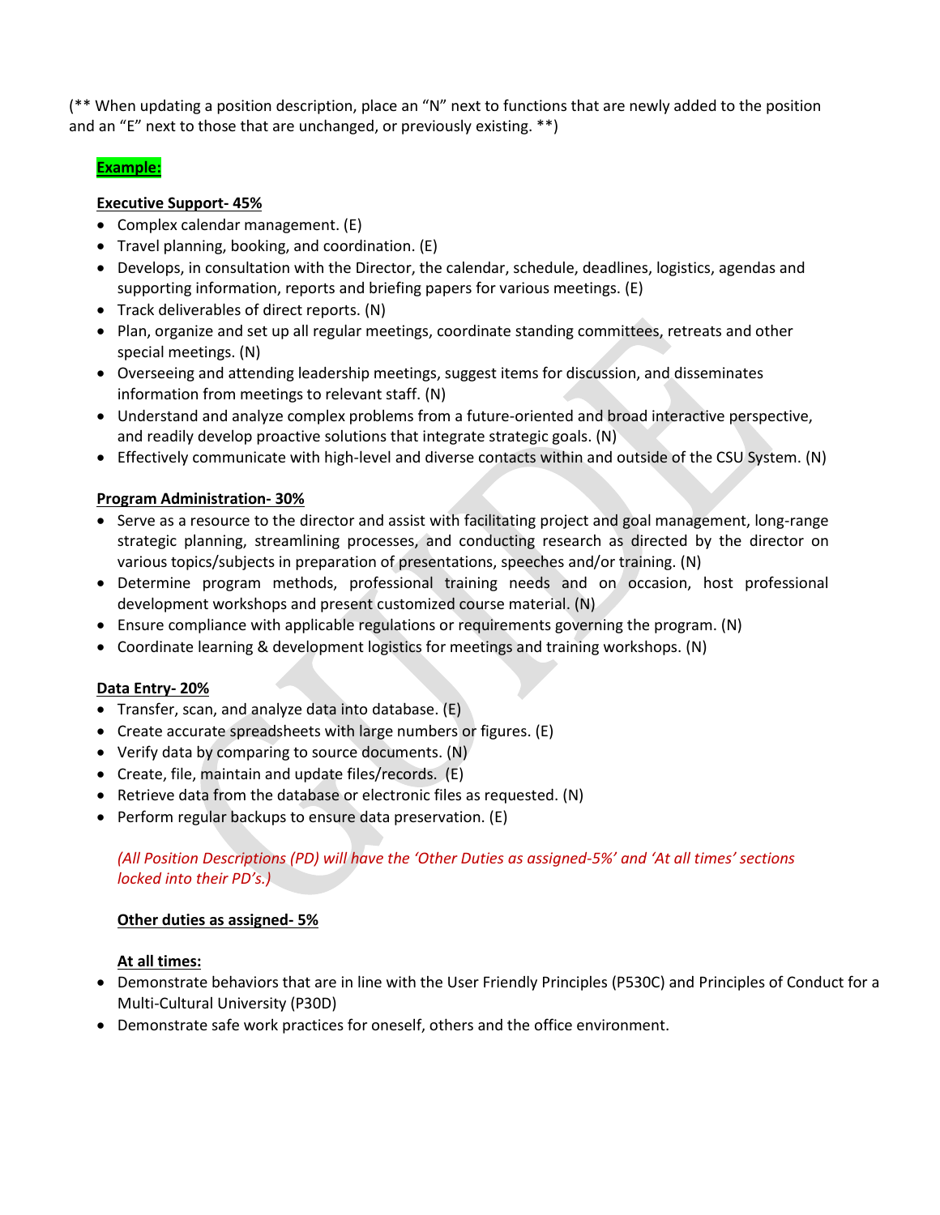(** When updating a position description, place an "N" next to functions that are newly added to the position and an "E" next to those that are unchanged, or previously existing. **)

**Example:**

**Executive Support- 45%**

- Complex calendar management. (E)
- Travel planning, booking, and coordination. (E)
- Develops, in consultation with the Director, the calendar, schedule, deadlines, logistics, agendas and supporting information, reports and briefing papers for various meetings. (E)
- Track deliverables of direct reports. (N)
- Plan, organize and set up all regular meetings, coordinate standing committees, retreats and other special meetings. (N)
- Overseeing and attending leadership meetings, suggest items for discussion, and disseminates information from meetings to relevant staff. (N)
- Understand and analyze complex problems from a future-oriented and broad interactive perspective, and readily develop proactive solutions that integrate strategic goals. (N)
- Effectively communicate with high-level and diverse contacts within and outside of the CSU System. (N)

**Program Administration- 30%**

- Serve as a resource to the director and assist with facilitating project and goal management, long-range strategic planning, streamlining processes, and conducting research as directed by the director on various topics/subjects in preparation of presentations, speeches and/or training. (N)
- Determine program methods, professional training needs and on occasion, host professional development workshops and present customized course material. (N)
- Ensure compliance with applicable regulations or requirements governing the program. (N)
- Coordinate learning & development logistics for meetings and training workshops. (N)

**Data Entry- 20%**

- Transfer, scan, and analyze data into database. (E)
- Create accurate spreadsheets with large numbers or figures. (E)
- Verify data by comparing to source documents. (N)
- Create, file, maintain and update files/records. (E)
- Retrieve data from the database or electronic files as requested. (N)
- Perform regular backups to ensure data preservation. (E)

*(All Position Descriptions (PD) will have the 'Other Duties as assigned-5%' and 'At all times' sections locked into their PD's.)*

**Other duties as assigned- 5%**

**At all times:**

- Demonstrate behaviors that are in line with the User Friendly Principles (P530C) and Principles of Conduct for a Multi-Cultural University (P30D)
- Demonstrate safe work practices for oneself, others and the office environment.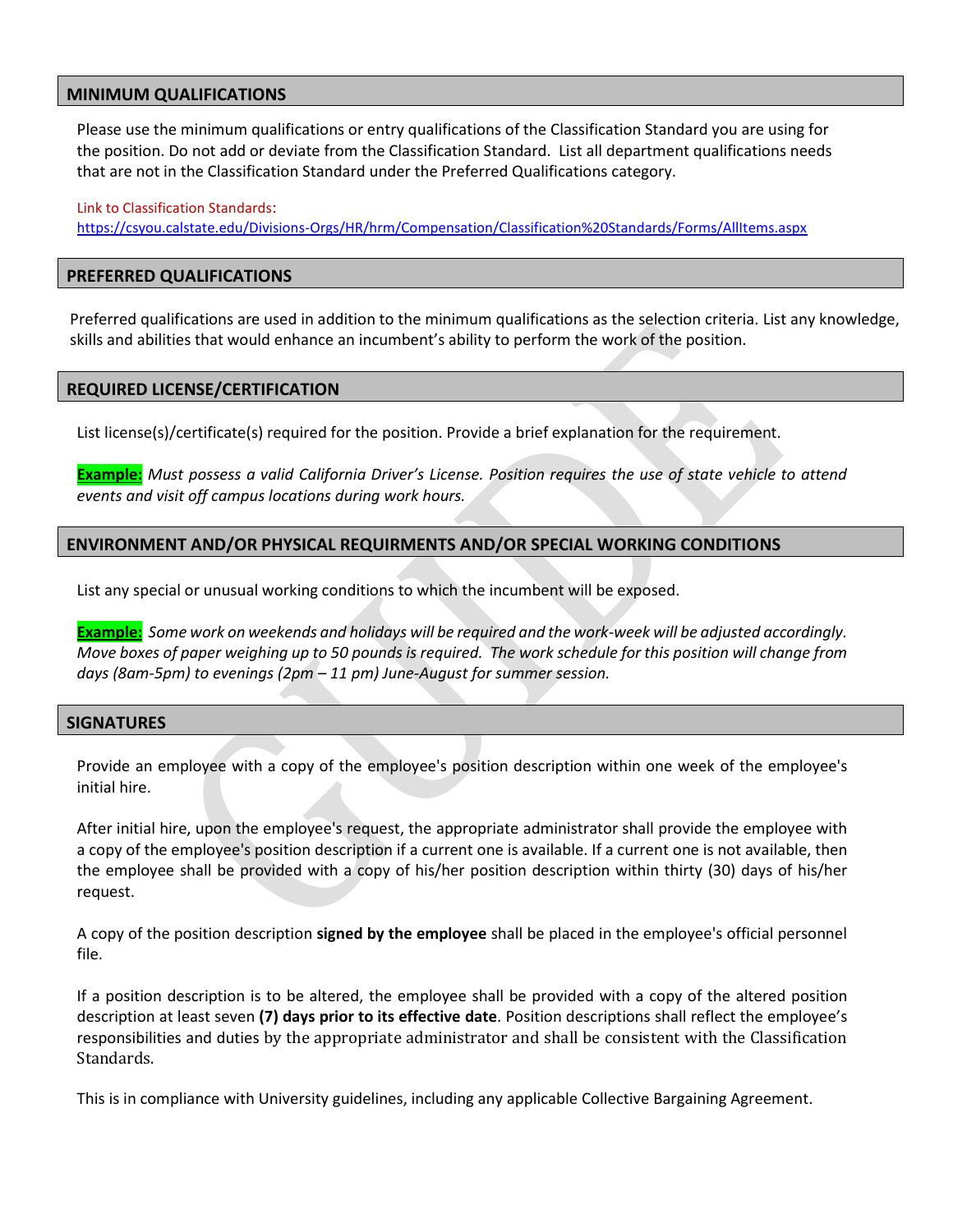## MINIMUM QUALIFICATIONS

Please use the minimum qualifications or entry qualifications of the Classification Standard you are using for the position. Do not add or deviate from the Classification Standard. List all department qualifications needs that are not in the Classification Standard under the Preferred Qualifications category.

Link to Classification Standards:
https://csyou.calstate.edu/Divisions-Orgs/HR/hrm/Compensation/Classification%20Standards/Forms/AllItems.aspx

## PREFERRED QUALIFICATIONS

Preferred qualifications are used in addition to the minimum qualifications as the selection criteria. List any knowledge, skills and abilities that would enhance an incumbent's ability to perform the work of the position.

## REQUIRED LICENSE/CERTIFICATION

List license(s)/certificate(s) required for the position. Provide a brief explanation for the requirement.

**Example:** *Must possess a valid California Driver's License. Position requires the use of state vehicle to attend events and visit off campus locations during work hours.*

## ENVIRONMENT AND/OR PHYSICAL REQUIRMENTS AND/OR SPECIAL WORKING CONDITIONS

List any special or unusual working conditions to which the incumbent will be exposed.

**Example:** *Some work on weekends and holidays will be required and the work-week will be adjusted accordingly. Move boxes of paper weighing up to 50 pounds is required. The work schedule for this position will change from days (8am-5pm) to evenings (2pm – 11 pm) June-August for summer session.*

## SIGNATURES

Provide an employee with a copy of the employee's position description within one week of the employee's initial hire.

After initial hire, upon the employee's request, the appropriate administrator shall provide the employee with a copy of the employee's position description if a current one is available. If a current one is not available, then the employee shall be provided with a copy of his/her position description within thirty (30) days of his/her request.

A copy of the position description **signed by the employee** shall be placed in the employee's official personnel file.

If a position description is to be altered, the employee shall be provided with a copy of the altered position description at least seven **(7) days prior to its effective date**. Position descriptions shall reflect the employee's responsibilities and duties by the appropriate administrator and shall be consistent with the Classification Standards.

This is in compliance with University guidelines, including any applicable Collective Bargaining Agreement.